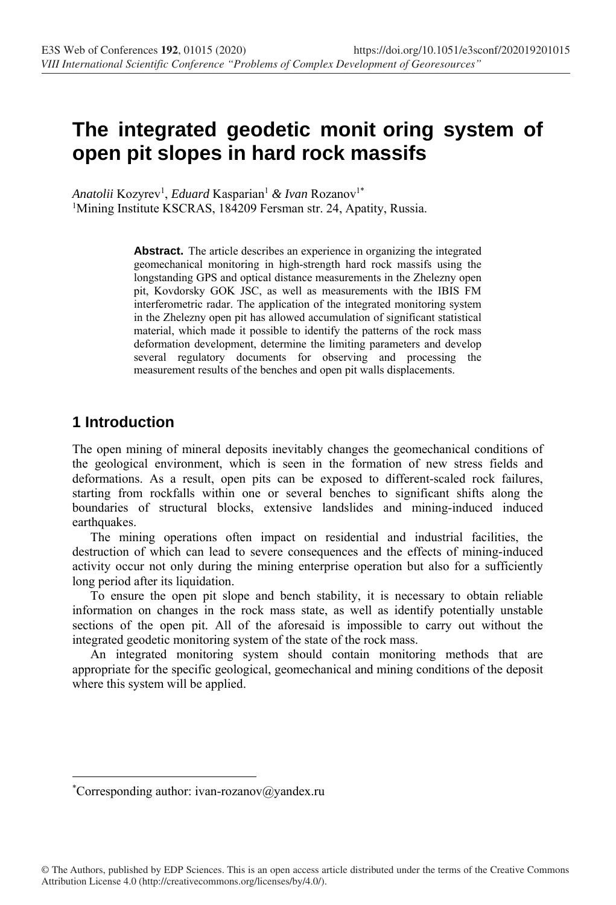# The integrated geodetic monit oring system of open pit slopes in hard rock massifs

*Anatolii* Kozyrev[1], *Eduard* Kasparian[1] *& Ivan* Rozanov[1*]

[1]Mining Institute KSCRAS, 184209 Fersman str. 24, Apatity, Russia.

**Abstract.** The article describes an experience in organizing the integrated geomechanical monitoring in high-strength hard rock massifs using the longstanding GPS and optical distance measurements in the Zhelezny open pit, Kovdorsky GOK JSC, as well as measurements with the IBIS FM interferometric radar. The application of the integrated monitoring system in the Zhelezny open pit has allowed accumulation of significant statistical material, which made it possible to identify the patterns of the rock mass deformation development, determine the limiting parameters and develop several regulatory documents for observing and processing the measurement results of the benches and open pit walls displacements.

## 1 Introduction

The open mining of mineral deposits inevitably changes the geomechanical conditions of the geological environment, which is seen in the formation of new stress fields and deformations. As a result, open pits can be exposed to different-scaled rock failures, starting from rockfalls within one or several benches to significant shifts along the boundaries of structural blocks, extensive landslides and mining-induced induced earthquakes.

The mining operations often impact on residential and industrial facilities, the destruction of which can lead to severe consequences and the effects of mining-induced activity occur not only during the mining enterprise operation but also for a sufficiently long period after its liquidation.

To ensure the open pit slope and bench stability, it is necessary to obtain reliable information on changes in the rock mass state, as well as identify potentially unstable sections of the open pit. All of the aforesaid is impossible to carry out without the integrated geodetic monitoring system of the state of the rock mass.

An integrated monitoring system should contain monitoring methods that are appropriate for the specific geological, geomechanical and mining conditions of the deposit where this system will be applied.

*Corresponding author: ivan-rozanov@yandex.ru

© The Authors, published by EDP Sciences. This is an open access article distributed under the terms of the Creative Commons Attribution License 4.0 (http://creativecommons.org/licenses/by/4.0/).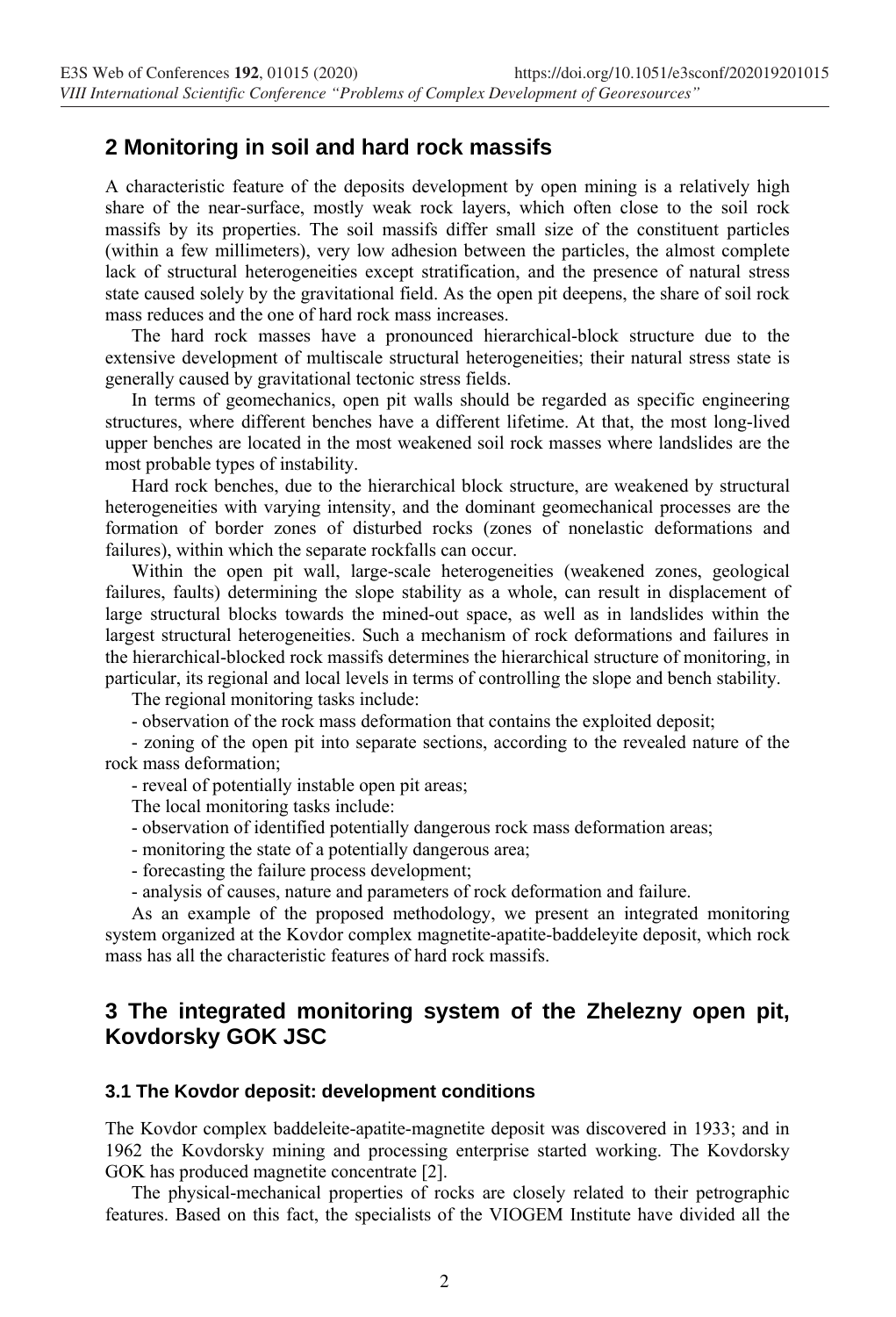## 2 Monitoring in soil and hard rock massifs

A characteristic feature of the deposits development by open mining is a relatively high share of the near-surface, mostly weak rock layers, which often close to the soil rock massifs by its properties. The soil massifs differ small size of the constituent particles (within a few millimeters), very low adhesion between the particles, the almost complete lack of structural heterogeneities except stratification, and the presence of natural stress state caused solely by the gravitational field. As the open pit deepens, the share of soil rock mass reduces and the one of hard rock mass increases.

The hard rock masses have a pronounced hierarchical-block structure due to the extensive development of multiscale structural heterogeneities; their natural stress state is generally caused by gravitational tectonic stress fields.

In terms of geomechanics, open pit walls should be regarded as specific engineering structures, where different benches have a different lifetime. At that, the most long-lived upper benches are located in the most weakened soil rock masses where landslides are the most probable types of instability.

Hard rock benches, due to the hierarchical block structure, are weakened by structural heterogeneities with varying intensity, and the dominant geomechanical processes are the formation of border zones of disturbed rocks (zones of nonelastic deformations and failures), within which the separate rockfalls can occur.

Within the open pit wall, large-scale heterogeneities (weakened zones, geological failures, faults) determining the slope stability as a whole, can result in displacement of large structural blocks towards the mined-out space, as well as in landslides within the largest structural heterogeneities. Such a mechanism of rock deformations and failures in the hierarchical-blocked rock massifs determines the hierarchical structure of monitoring, in particular, its regional and local levels in terms of controlling the slope and bench stability.

The regional monitoring tasks include:

- observation of the rock mass deformation that contains the exploited deposit;
- zoning of the open pit into separate sections, according to the revealed nature of the rock mass deformation;
- reveal of potentially instable open pit areas;

The local monitoring tasks include:

- observation of identified potentially dangerous rock mass deformation areas;
- monitoring the state of a potentially dangerous area;
- forecasting the failure process development;
- analysis of causes, nature and parameters of rock deformation and failure.

As an example of the proposed methodology, we present an integrated monitoring system organized at the Kovdor complex magnetite-apatite-baddeleyite deposit, which rock mass has all the characteristic features of hard rock massifs.

## 3 The integrated monitoring system of the Zhelezny open pit, Kovdorsky GOK JSC

### 3.1 The Kovdor deposit: development conditions

The Kovdor complex baddeleite-apatite-magnetite deposit was discovered in 1933; and in 1962 the Kovdorsky mining and processing enterprise started working. The Kovdorsky GOK has produced magnetite concentrate [2].

The physical-mechanical properties of rocks are closely related to their petrographic features. Based on this fact, the specialists of the VIOGEM Institute have divided all the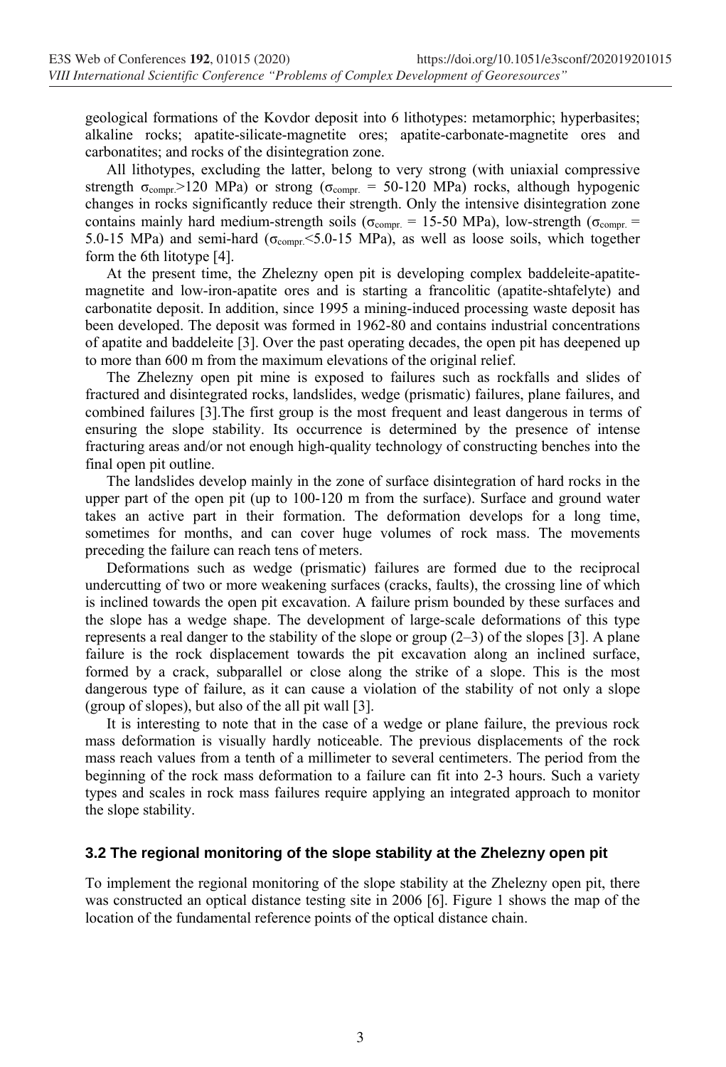geological formations of the Kovdor deposit into 6 lithotypes: metamorphic; hyperbasites; alkaline rocks; apatite-silicate-magnetite ores; apatite-carbonate-magnetite ores and carbonatites; and rocks of the disintegration zone.

All lithotypes, excluding the latter, belong to very strong (with uniaxial compressive strength $\sigma_{compr.}$>120 MPa) or strong ($\sigma_{compr.}$ = 50-120 MPa) rocks, although hypogenic changes in rocks significantly reduce their strength. Only the intensive disintegration zone contains mainly hard medium-strength soils ($\sigma_{compr.}$ = 15-50 MPa), low-strength ($\sigma_{compr.}$ = 5.0-15 MPa) and semi-hard ($\sigma_{compr.}$<5.0-15 MPa), as well as loose soils, which together form the 6th litotype [4].

At the present time, the Zhelezny open pit is developing complex baddeleite-apatite-magnetite and low-iron-apatite ores and is starting a francolitic (apatite-shtafelyte) and carbonatite deposit. In addition, since 1995 a mining-induced processing waste deposit has been developed. The deposit was formed in 1962-80 and contains industrial concentrations of apatite and baddeleite [3]. Over the past operating decades, the open pit has deepened up to more than 600 m from the maximum elevations of the original relief.

The Zhelezny open pit mine is exposed to failures such as rockfalls and slides of fractured and disintegrated rocks, landslides, wedge (prismatic) failures, plane failures, and combined failures [3].The first group is the most frequent and least dangerous in terms of ensuring the slope stability. Its occurrence is determined by the presence of intense fracturing areas and/or not enough high-quality technology of constructing benches into the final open pit outline.

The landslides develop mainly in the zone of surface disintegration of hard rocks in the upper part of the open pit (up to 100-120 m from the surface). Surface and ground water takes an active part in their formation. The deformation develops for a long time, sometimes for months, and can cover huge volumes of rock mass. The movements preceding the failure can reach tens of meters.

Deformations such as wedge (prismatic) failures are formed due to the reciprocal undercutting of two or more weakening surfaces (cracks, faults), the crossing line of which is inclined towards the open pit excavation. A failure prism bounded by these surfaces and the slope has a wedge shape. The development of large-scale deformations of this type represents a real danger to the stability of the slope or group (2–3) of the slopes [3]. A plane failure is the rock displacement towards the pit excavation along an inclined surface, formed by a crack, subparallel or close along the strike of a slope. This is the most dangerous type of failure, as it can cause a violation of the stability of not only a slope (group of slopes), but also of the all pit wall [3].

It is interesting to note that in the case of a wedge or plane failure, the previous rock mass deformation is visually hardly noticeable. The previous displacements of the rock mass reach values from a tenth of a millimeter to several centimeters. The period from the beginning of the rock mass deformation to a failure can fit into 2-3 hours. Such a variety types and scales in rock mass failures require applying an integrated approach to monitor the slope stability.

### 3.2 The regional monitoring of the slope stability at the Zhelezny open pit

To implement the regional monitoring of the slope stability at the Zhelezny open pit, there was constructed an optical distance testing site in 2006 [6]. Figure 1 shows the map of the location of the fundamental reference points of the optical distance chain.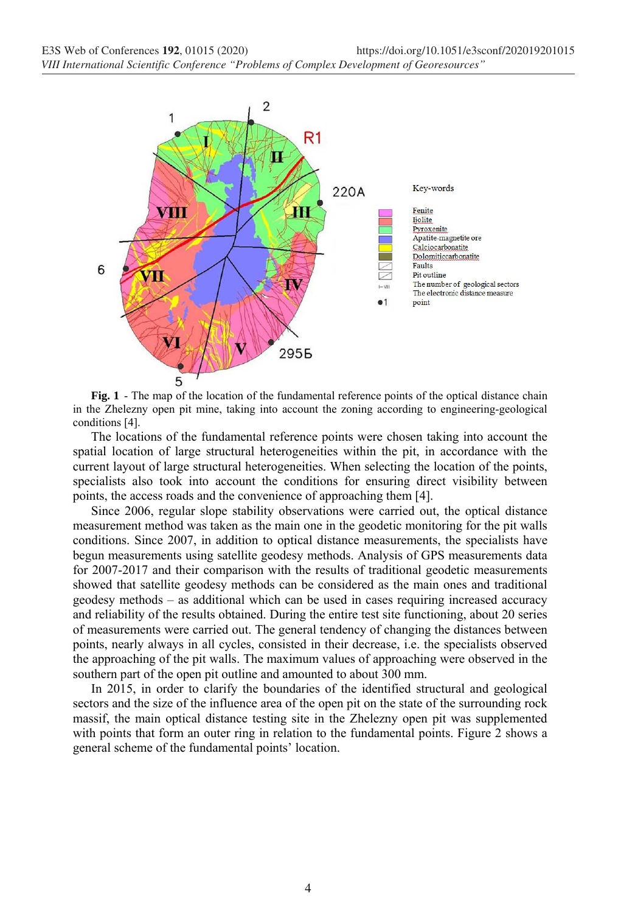**Fig. 1** - The map of the location of the fundamental reference points of the optical distance chain in the Zhelezny open pit mine, taking into account the zoning according to engineering-geological conditions [4].

The locations of the fundamental reference points were chosen taking into account the spatial location of large structural heterogeneities within the pit, in accordance with the current layout of large structural heterogeneities. When selecting the location of the points, specialists also took into account the conditions for ensuring direct visibility between points, the access roads and the convenience of approaching them [4].

Since 2006, regular slope stability observations were carried out, the optical distance measurement method was taken as the main one in the geodetic monitoring for the pit walls conditions. Since 2007, in addition to optical distance measurements, the specialists have begun measurements using satellite geodesy methods. Analysis of GPS measurements data for 2007-2017 and their comparison with the results of traditional geodetic measurements showed that satellite geodesy methods can be considered as the main ones and traditional geodesy methods – as additional which can be used in cases requiring increased accuracy and reliability of the results obtained. During the entire test site functioning, about 20 series of measurements were carried out. The general tendency of changing the distances between points, nearly always in all cycles, consisted in their decrease, i.e. the specialists observed the approaching of the pit walls. The maximum values of approaching were observed in the southern part of the open pit outline and amounted to about 300 mm.

In 2015, in order to clarify the boundaries of the identified structural and geological sectors and the size of the influence area of the open pit on the state of the surrounding rock massif, the main optical distance testing site in the Zhelezny open pit was supplemented with points that form an outer ring in relation to the fundamental points. Figure 2 shows a general scheme of the fundamental points' location.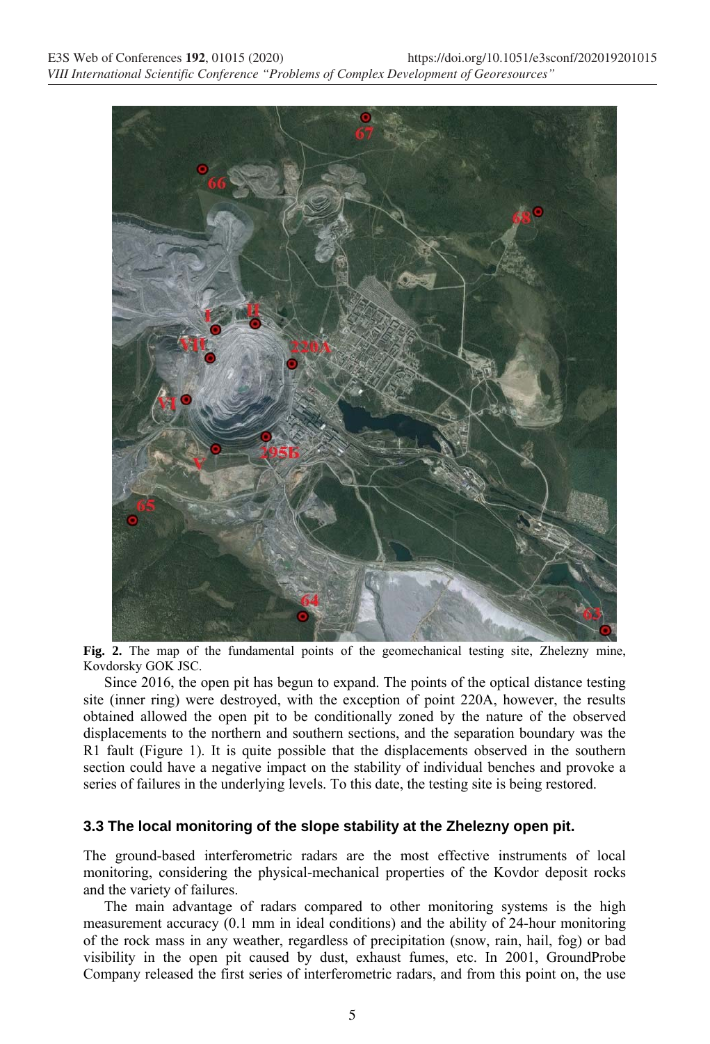**Fig. 2.** The map of the fundamental points of the geomechanical testing site, Zhelezny mine, Kovdorsky GOK JSC.

Since 2016, the open pit has begun to expand. The points of the optical distance testing site (inner ring) were destroyed, with the exception of point 220A, however, the results obtained allowed the open pit to be conditionally zoned by the nature of the observed displacements to the northern and southern sections, and the separation boundary was the R1 fault (Figure 1). It is quite possible that the displacements observed in the southern section could have a negative impact on the stability of individual benches and provoke a series of failures in the underlying levels. To this date, the testing site is being restored.

### 3.3 The local monitoring of the slope stability at the Zhelezny open pit.

The ground-based interferometric radars are the most effective instruments of local monitoring, considering the physical-mechanical properties of the Kovdor deposit rocks and the variety of failures.

The main advantage of radars compared to other monitoring systems is the high measurement accuracy (0.1 mm in ideal conditions) and the ability of 24-hour monitoring of the rock mass in any weather, regardless of precipitation (snow, rain, hail, fog) or bad visibility in the open pit caused by dust, exhaust fumes, etc. In 2001, GroundProbe Company released the first series of interferometric radars, and from this point on, the use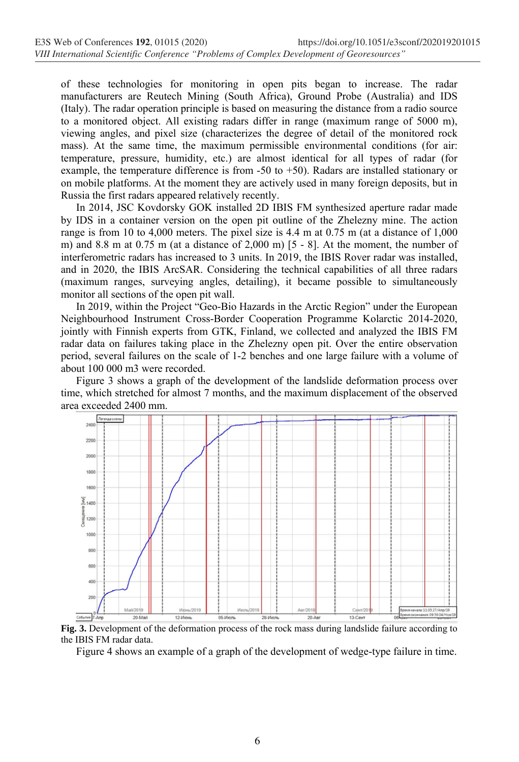of these technologies for monitoring in open pits began to increase. The radar manufacturers are Reutech Mining (South Africa), Ground Probe (Australia) and IDS (Italy). The radar operation principle is based on measuring the distance from a radio source to a monitored object. All existing radars differ in range (maximum range of 5000 m), viewing angles, and pixel size (characterizes the degree of detail of the monitored rock mass). At the same time, the maximum permissible environmental conditions (for air: temperature, pressure, humidity, etc.) are almost identical for all types of radar (for example, the temperature difference is from -50 to +50). Radars are installed stationary or on mobile platforms. At the moment they are actively used in many foreign deposits, but in Russia the first radars appeared relatively recently.

In 2014, JSC Kovdorsky GOK installed 2D IBIS FM synthesized aperture radar made by IDS in a container version on the open pit outline of the Zhelezny mine. The action range is from 10 to 4,000 meters. The pixel size is 4.4 m at 0.75 m (at a distance of 1,000 m) and 8.8 m at 0.75 m (at a distance of 2,000 m) [5 - 8]. At the moment, the number of interferometric radars has increased to 3 units. In 2019, the IBIS Rover radar was installed, and in 2020, the IBIS ArcSAR. Considering the technical capabilities of all three radars (maximum ranges, surveying angles, detailing), it became possible to simultaneously monitor all sections of the open pit wall.

In 2019, within the Project "Geo-Bio Hazards in the Arctic Region" under the European Neighbourhood Instrument Cross-Border Cooperation Programme Kolarctic 2014-2020, jointly with Finnish experts from GTK, Finland, we collected and analyzed the IBIS FM radar data on failures taking place in the Zhelezny open pit. Over the entire observation period, several failures on the scale of 1-2 benches and one large failure with a volume of about 100 000 m3 were recorded.

Figure 3 shows a graph of the development of the landslide deformation process over time, which stretched for almost 7 months, and the maximum displacement of the observed area exceeded 2400 mm.

**Fig. 3.** Development of the deformation process of the rock mass during landslide failure according to the IBIS FM radar data.

Figure 4 shows an example of a graph of the development of wedge-type failure in time.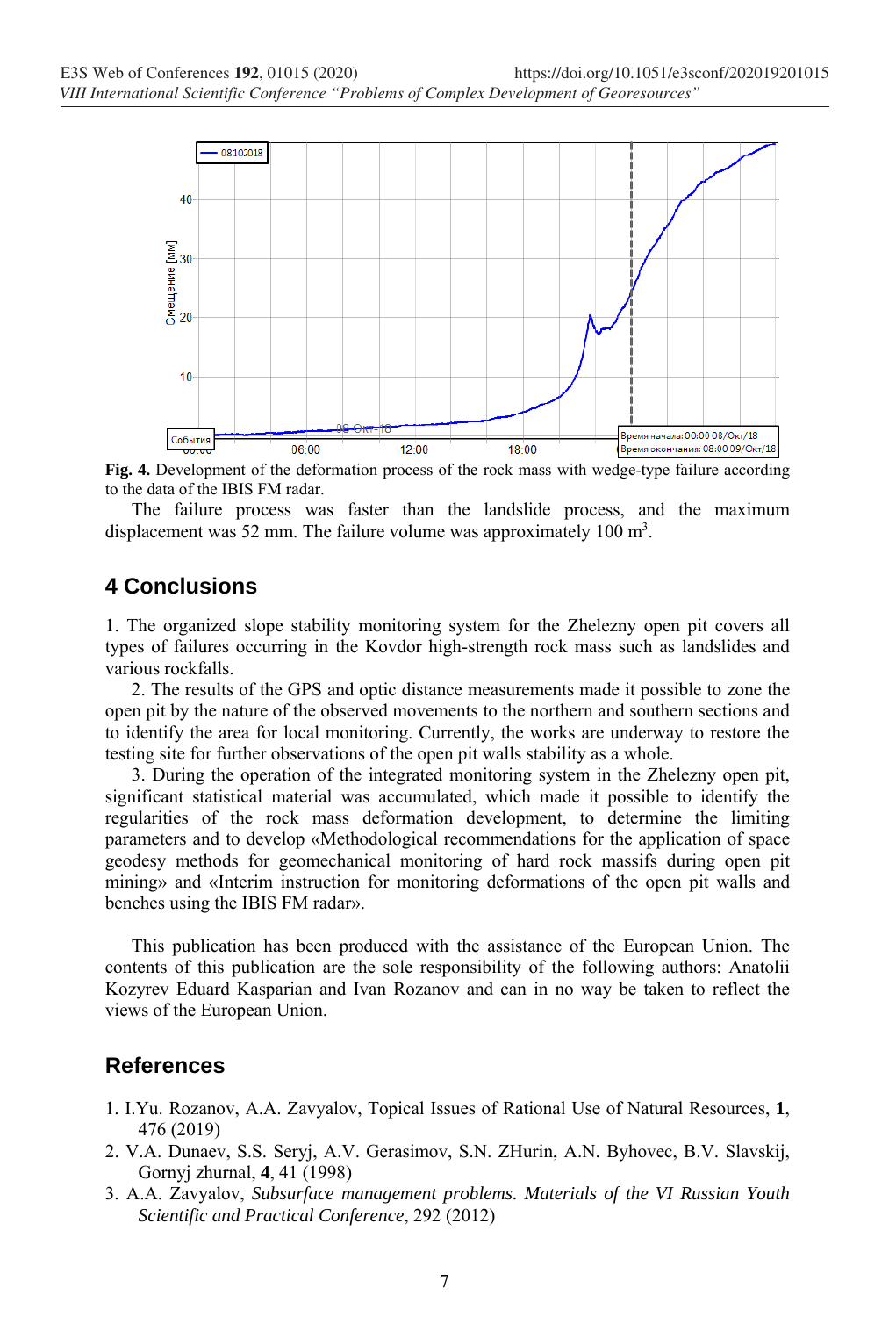**Fig. 4.** Development of the deformation process of the rock mass with wedge-type failure according to the data of the IBIS FM radar.

The failure process was faster than the landslide process, and the maximum displacement was 52 mm. The failure volume was approximately 100 m$^3$.

## 4 Conclusions

1. The organized slope stability monitoring system for the Zhelezny open pit covers all types of failures occurring in the Kovdor high-strength rock mass such as landslides and various rockfalls.

2. The results of the GPS and optic distance measurements made it possible to zone the open pit by the nature of the observed movements to the northern and southern sections and to identify the area for local monitoring. Currently, the works are underway to restore the testing site for further observations of the open pit walls stability as a whole.

3. During the operation of the integrated monitoring system in the Zhelezny open pit, significant statistical material was accumulated, which made it possible to identify the regularities of the rock mass deformation development, to determine the limiting parameters and to develop «Methodological recommendations for the application of space geodesy methods for geomechanical monitoring of hard rock massifs during open pit mining» and «Interim instruction for monitoring deformations of the open pit walls and benches using the IBIS FM radar».

This publication has been produced with the assistance of the European Union. The contents of this publication are the sole responsibility of the following authors: Anatolii Kozyrev Eduard Kasparian and Ivan Rozanov and can in no way be taken to reflect the views of the European Union.

## References

1. I.Yu. Rozanov, A.A. Zavyalov, Topical Issues of Rational Use of Natural Resources, **1**, 476 (2019)
2. V.A. Dunaev, S.S. Seryj, A.V. Gerasimov, S.N. ZHurin, A.N. Byhovec, B.V. Slavskij, Gornyj zhurnal, **4**, 41 (1998)
3. A.A. Zavyalov, *Subsurface management problems. Materials of the VI Russian Youth Scientific and Practical Conference*, 292 (2012)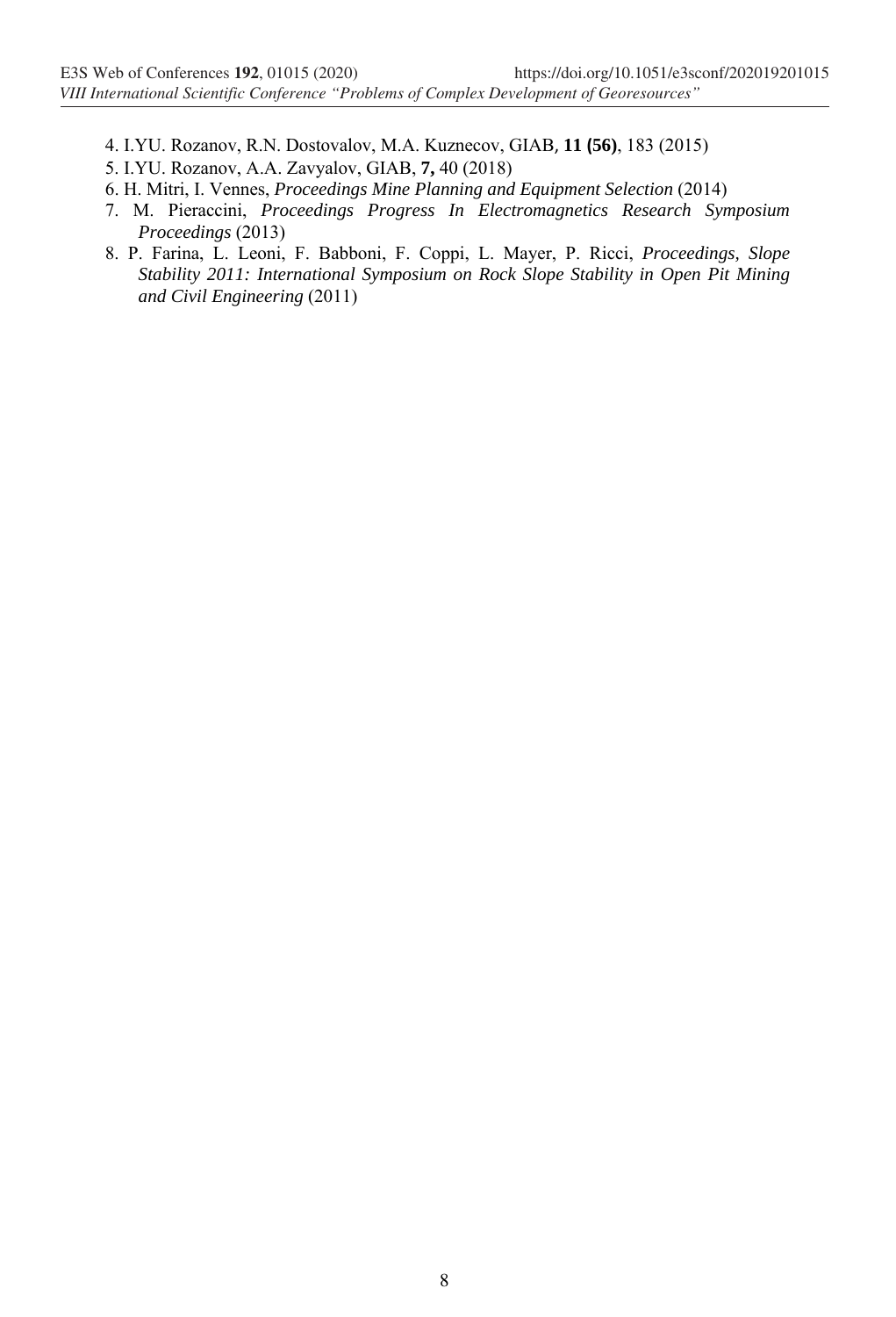4. I.YU. Rozanov, R.N. Dostovalov, M.A. Kuznecov, GIAB, **11 (56)**, 183 (2015)
5. I.YU. Rozanov, A.A. Zavyalov, GIAB, **7,** 40 (2018)
6. H. Mitri, I. Vennes, *Proceedings Mine Planning and Equipment Selection* (2014)
7. M. Pieraccini, *Proceedings Progress In Electromagnetics Research Symposium Proceedings* (2013)
8. P. Farina, L. Leoni, F. Babboni, F. Coppi, L. Mayer, P. Ricci, *Proceedings, Slope Stability 2011: International Symposium on Rock Slope Stability in Open Pit Mining and Civil Engineering* (2011)